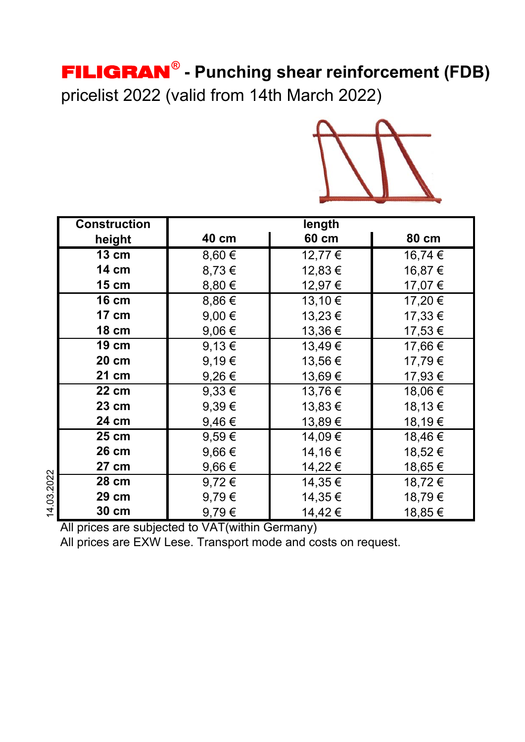# **FILIGRAN®** - Punching shear reinforcement (FDB)

pricelist 2022 (valid from 14th March 2022)

| Construction height | length | | |
|---|---|---|---|
| | 40 cm | 60 cm | 80 cm |
| **13 cm** | 8,60 € | 12,77 € | 16,74 € |
| **14 cm** | 8,73 € | 12,83 € | 16,87 € |
| **15 cm** | 8,80 € | 12,97 € | 17,07 € |
| **16 cm** | 8,86 € | 13,10 € | 17,20 € |
| **17 cm** | 9,00 € | 13,23 € | 17,33 € |
| **18 cm** | 9,06 € | 13,36 € | 17,53 € |
| **19 cm** | 9,13 € | 13,49 € | 17,66 € |
| **20 cm** | 9,19 € | 13,56 € | 17,79 € |
| **21 cm** | 9,26 € | 13,69 € | 17,93 € |
| **22 cm** | 9,33 € | 13,76 € | 18,06 € |
| **23 cm** | 9,39 € | 13,83 € | 18,13 € |
| **24 cm** | 9,46 € | 13,89 € | 18,19 € |
| **25 cm** | 9,59 € | 14,09 € | 18,46 € |
| **26 cm** | 9,66 € | 14,16 € | 18,52 € |
| **27 cm** | 9,66 € | 14,22 € | 18,65 € |
| **28 cm** | 9,72 € | 14,35 € | 18,72 € |
| **29 cm** | 9,79 € | 14,35 € | 18,79 € |
| **30 cm** | 9,79 € | 14,42 € | 18,85 € |

All prices are subjected to VAT(within Germany)

All prices are EXW Lese. Transport mode and costs on request.

14.03.2022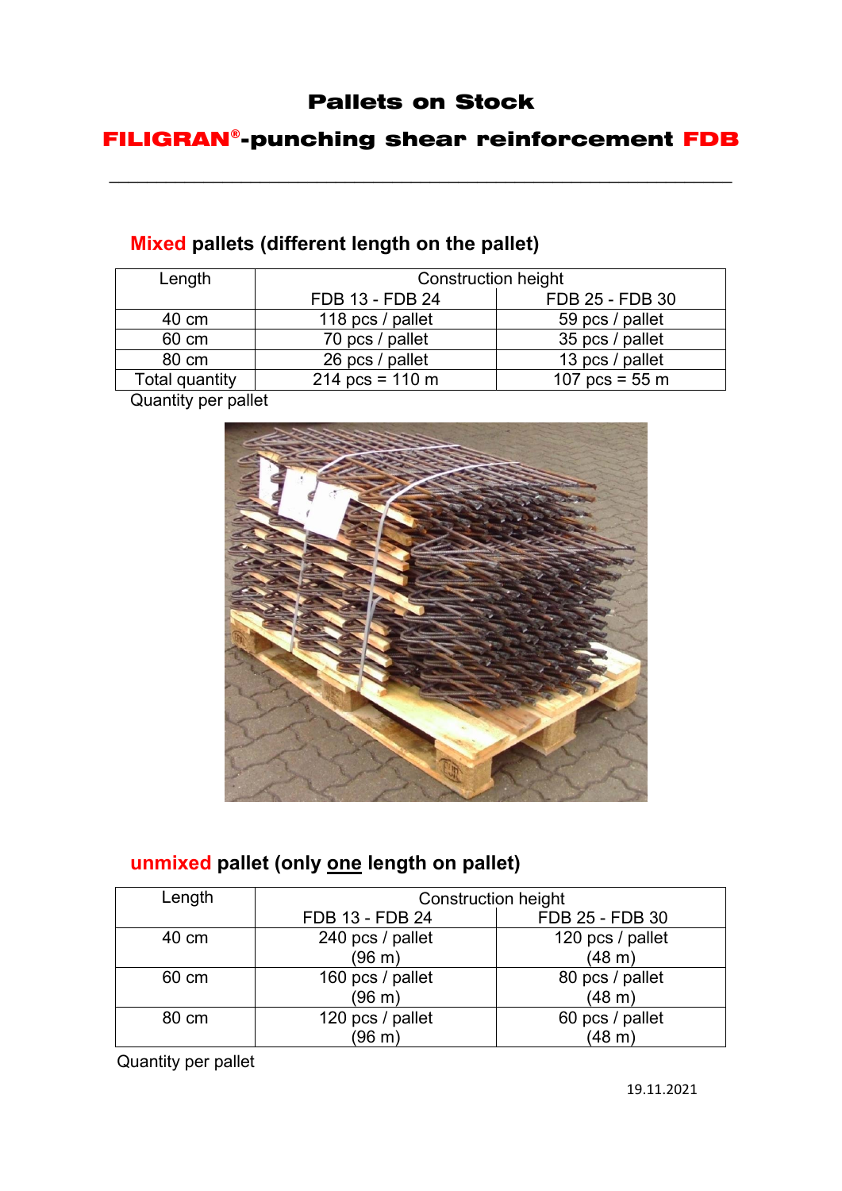# Pallets on Stock

## FILIGRAN®-punching shear reinforcement FDB

---

### Mixed pallets (different length on the pallet)

| Length | Construction height | |
|---|---|---|
| | FDB 13 - FDB 24 | FDB 25 - FDB 30 |
| 40 cm | 118 pcs / pallet | 59 pcs / pallet |
| 60 cm | 70 pcs / pallet | 35 pcs / pallet |
| 80 cm | 26 pcs / pallet | 13 pcs / pallet |
| Total quantity | 214 pcs = 110 m | 107 pcs = 55 m |

Quantity per pallet

### unmixed pallet (only <u>one</u> length on pallet)

| Length | Construction height | |
|---|---|---|
| | FDB 13 - FDB 24 | FDB 25 - FDB 30 |
| 40 cm | 240 pcs / pallet (96 m) | 120 pcs / pallet (48 m) |
| 60 cm | 160 pcs / pallet (96 m) | 80 pcs / pallet (48 m) |
| 80 cm | 120 pcs / pallet (96 m) | 60 pcs / pallet (48 m) |

Quantity per pallet

19.11.2021